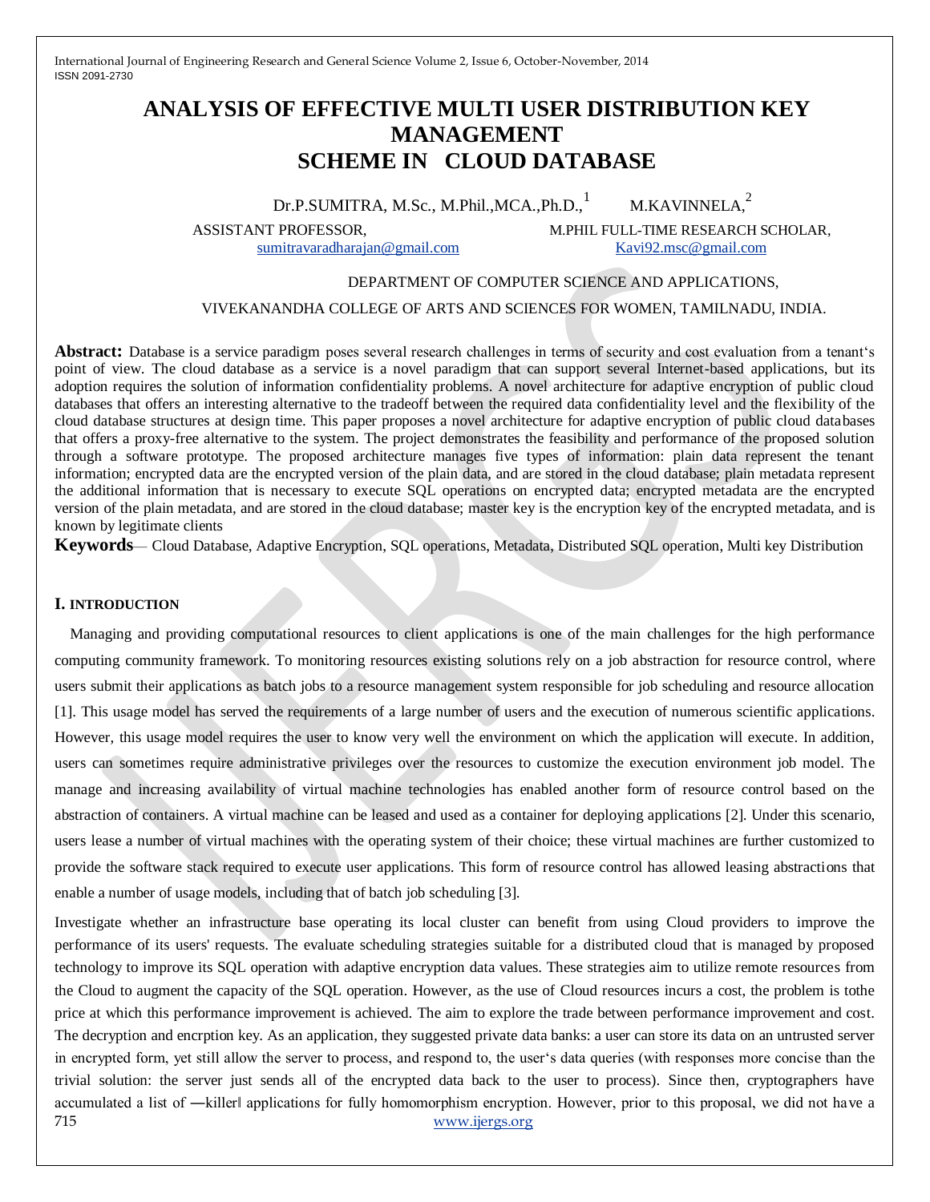# ANALYSIS OF EFFECTIVE MULTI USER DISTRIBUTION KEY MANAGEMENT SCHEME IN CLOUD DATABASE

Dr.P.SUMITRA, M.Sc., M.Phil.,MCA.,Ph.D.,[1] M.KAVINNELA,[2]

ASSISTANT PROFESSOR, sumitravaradharajan@gmail.com

M.PHIL FULL-TIME RESEARCH SCHOLAR, Kavi92.msc@gmail.com

DEPARTMENT OF COMPUTER SCIENCE AND APPLICATIONS,

VIVEKANANDHA COLLEGE OF ARTS AND SCIENCES FOR WOMEN, TAMILNADU, INDIA.

**Abstract:** Database is a service paradigm poses several research challenges in terms of security and cost evaluation from a tenant's point of view. The cloud database as a service is a novel paradigm that can support several Internet-based applications, but its adoption requires the solution of information confidentiality problems. A novel architecture for adaptive encryption of public cloud databases that offers an interesting alternative to the tradeoff between the required data confidentiality level and the flexibility of the cloud database structures at design time. This paper proposes a novel architecture for adaptive encryption of public cloud databases that offers a proxy-free alternative to the system. The project demonstrates the feasibility and performance of the proposed solution through a software prototype. The proposed architecture manages five types of information: plain data represent the tenant information; encrypted data are the encrypted version of the plain data, and are stored in the cloud database; plain metadata represent the additional information that is necessary to execute SQL operations on encrypted data; encrypted metadata are the encrypted version of the plain metadata, and are stored in the cloud database; master key is the encryption key of the encrypted metadata, and is known by legitimate clients

**Keywords**— Cloud Database, Adaptive Encryption, SQL operations, Metadata, Distributed SQL operation, Multi key Distribution

## I. INTRODUCTION

Managing and providing computational resources to client applications is one of the main challenges for the high performance computing community framework. To monitoring resources existing solutions rely on a job abstraction for resource control, where users submit their applications as batch jobs to a resource management system responsible for job scheduling and resource allocation [1]. This usage model has served the requirements of a large number of users and the execution of numerous scientific applications. However, this usage model requires the user to know very well the environment on which the application will execute. In addition, users can sometimes require administrative privileges over the resources to customize the execution environment job model. The manage and increasing availability of virtual machine technologies has enabled another form of resource control based on the abstraction of containers. A virtual machine can be leased and used as a container for deploying applications [2]. Under this scenario, users lease a number of virtual machines with the operating system of their choice; these virtual machines are further customized to provide the software stack required to execute user applications. This form of resource control has allowed leasing abstractions that enable a number of usage models, including that of batch job scheduling [3].

Investigate whether an infrastructure base operating its local cluster can benefit from using Cloud providers to improve the performance of its users' requests. The evaluate scheduling strategies suitable for a distributed cloud that is managed by proposed technology to improve its SQL operation with adaptive encryption data values. These strategies aim to utilize remote resources from the Cloud to augment the capacity of the SQL operation. However, as the use of Cloud resources incurs a cost, the problem is tothe price at which this performance improvement is achieved. The aim to explore the trade between performance improvement and cost. The decryption and encrption key. As an application, they suggested private data banks: a user can store its data on an untrusted server in encrypted form, yet still allow the server to process, and respond to, the user's data queries (with responses more concise than the trivial solution: the server just sends all of the encrypted data back to the user to process). Since then, cryptographers have accumulated a list of ―killer‖ applications for fully homomorphism encryption. However, prior to this proposal, we did not have a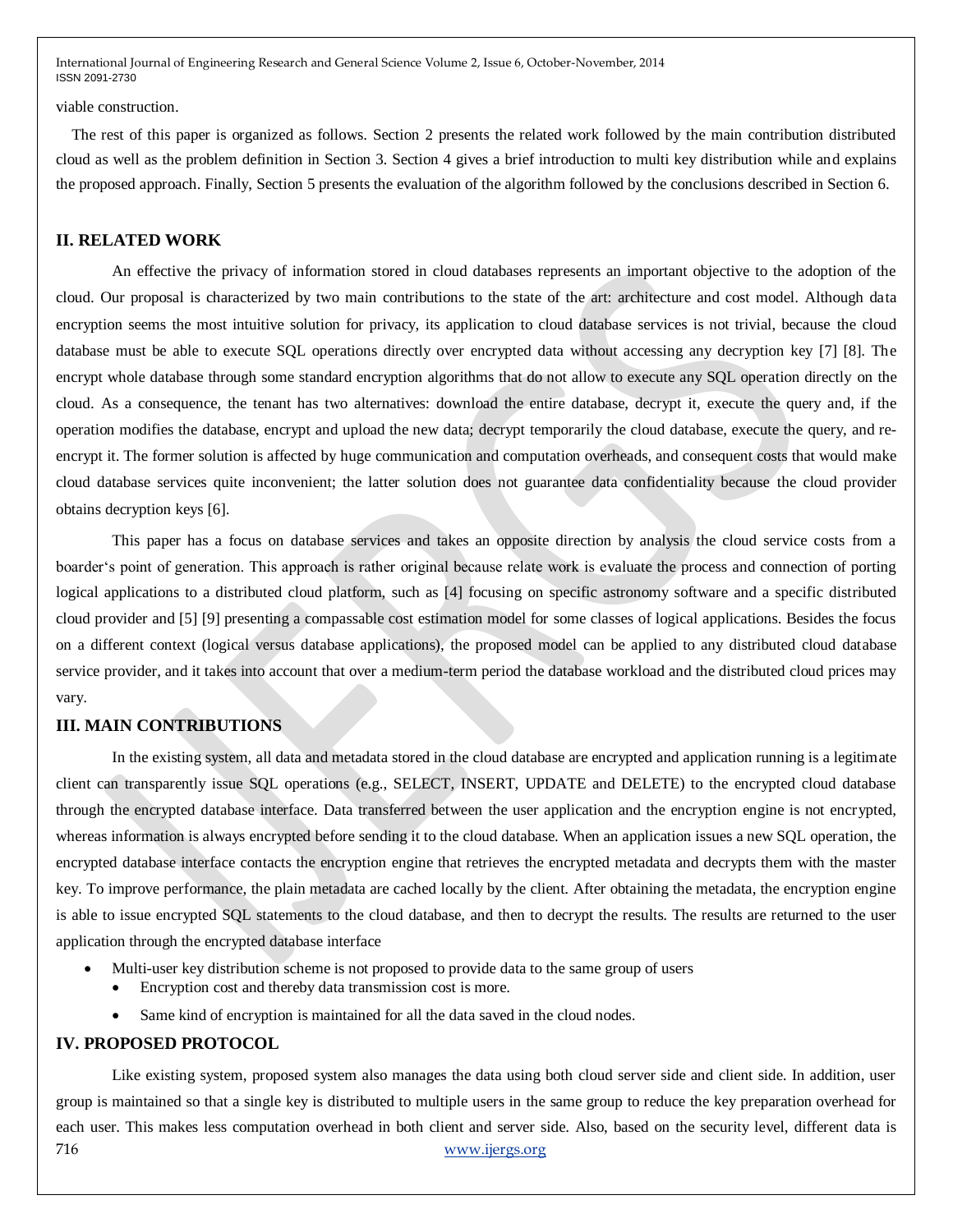viable construction.

The rest of this paper is organized as follows. Section 2 presents the related work followed by the main contribution distributed cloud as well as the problem definition in Section 3. Section 4 gives a brief introduction to multi key distribution while and explains the proposed approach. Finally, Section 5 presents the evaluation of the algorithm followed by the conclusions described in Section 6.

## II. RELATED WORK

An effective the privacy of information stored in cloud databases represents an important objective to the adoption of the cloud. Our proposal is characterized by two main contributions to the state of the art: architecture and cost model. Although data encryption seems the most intuitive solution for privacy, its application to cloud database services is not trivial, because the cloud database must be able to execute SQL operations directly over encrypted data without accessing any decryption key [7] [8]. The encrypt whole database through some standard encryption algorithms that do not allow to execute any SQL operation directly on the cloud. As a consequence, the tenant has two alternatives: download the entire database, decrypt it, execute the query and, if the operation modifies the database, encrypt and upload the new data; decrypt temporarily the cloud database, execute the query, and re-encrypt it. The former solution is affected by huge communication and computation overheads, and consequent costs that would make cloud database services quite inconvenient; the latter solution does not guarantee data confidentiality because the cloud provider obtains decryption keys [6].

This paper has a focus on database services and takes an opposite direction by analysis the cloud service costs from a boarder's point of generation. This approach is rather original because relate work is evaluate the process and connection of porting logical applications to a distributed cloud platform, such as [4] focusing on specific astronomy software and a specific distributed cloud provider and [5] [9] presenting a compassable cost estimation model for some classes of logical applications. Besides the focus on a different context (logical versus database applications), the proposed model can be applied to any distributed cloud database service provider, and it takes into account that over a medium-term period the database workload and the distributed cloud prices may vary.

## III. MAIN CONTRIBUTIONS

In the existing system, all data and metadata stored in the cloud database are encrypted and application running is a legitimate client can transparently issue SQL operations (e.g., SELECT, INSERT, UPDATE and DELETE) to the encrypted cloud database through the encrypted database interface. Data transferred between the user application and the encryption engine is not encrypted, whereas information is always encrypted before sending it to the cloud database. When an application issues a new SQL operation, the encrypted database interface contacts the encryption engine that retrieves the encrypted metadata and decrypts them with the master key. To improve performance, the plain metadata are cached locally by the client. After obtaining the metadata, the encryption engine is able to issue encrypted SQL statements to the cloud database, and then to decrypt the results. The results are returned to the user application through the encrypted database interface

- Multi-user key distribution scheme is not proposed to provide data to the same group of users
  - Encryption cost and thereby data transmission cost is more.
  - Same kind of encryption is maintained for all the data saved in the cloud nodes.

## IV. PROPOSED PROTOCOL

Like existing system, proposed system also manages the data using both cloud server side and client side. In addition, user group is maintained so that a single key is distributed to multiple users in the same group to reduce the key preparation overhead for each user. This makes less computation overhead in both client and server side. Also, based on the security level, different data is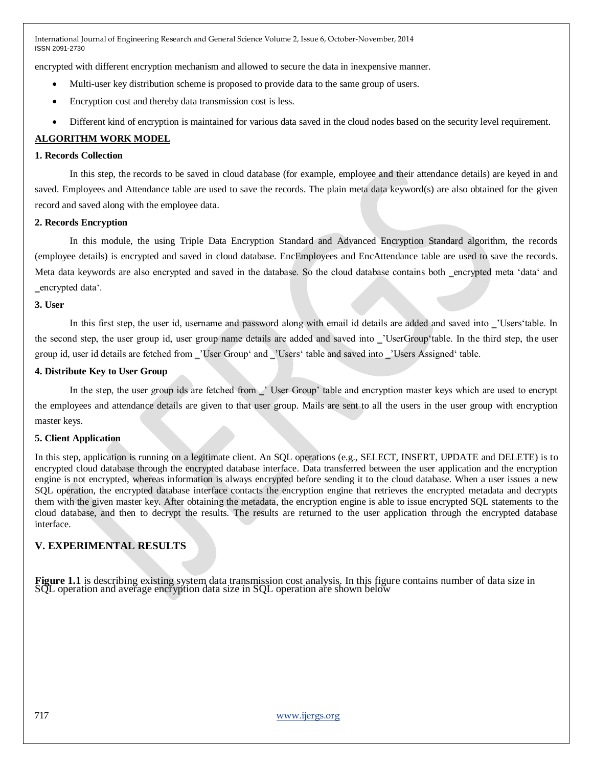encrypted with different encryption mechanism and allowed to secure the data in inexpensive manner.

- Multi-user key distribution scheme is proposed to provide data to the same group of users.
- Encryption cost and thereby data transmission cost is less.
- Different kind of encryption is maintained for various data saved in the cloud nodes based on the security level requirement.

## ALGORITHM WORK MODEL

### 1. Records Collection

In this step, the records to be saved in cloud database (for example, employee and their attendance details) are keyed in and saved. Employees and Attendance table are used to save the records. The plain meta data keyword(s) are also obtained for the given record and saved along with the employee data.

### 2. Records Encryption

In this module, the using Triple Data Encryption Standard and Advanced Encryption Standard algorithm, the records (employee details) is encrypted and saved in cloud database. EncEmployees and EncAttendance table are used to save the records. Meta data keywords are also encrypted and saved in the database. So the cloud database contains both ‗encrypted meta ‗data' and ‗encrypted data'.

### 3. User

In this first step, the user id, username and password along with email id details are added and saved into ‗'Users'table. In the second step, the user group id, user group name details are added and saved into ‗'UserGroup'table. In the third step, the user group id, user id details are fetched from ‗'User Group' and ‗'Users' table and saved into ‗'Users Assigned' table.

### 4. Distribute Key to User Group

In the step, the user group ids are fetched from ‗' User Group' table and encryption master keys which are used to encrypt the employees and attendance details are given to that user group. Mails are sent to all the users in the user group with encryption master keys.

### 5. Client Application

In this step, application is running on a legitimate client. An SQL operations (e.g., SELECT, INSERT, UPDATE and DELETE) is to encrypted cloud database through the encrypted database interface. Data transferred between the user application and the encryption engine is not encrypted, whereas information is always encrypted before sending it to the cloud database. When a user issues a new SQL operation, the encrypted database interface contacts the encryption engine that retrieves the encrypted metadata and decrypts them with the given master key. After obtaining the metadata, the encryption engine is able to issue encrypted SQL statements to the cloud database, and then to decrypt the results. The results are returned to the user application through the encrypted database interface.

## V. EXPERIMENTAL RESULTS

**Figure 1.1** is describing existing system data transmission cost analysis. In this figure contains number of data size in SQL operation and average encryption data size in SQL operation are shown below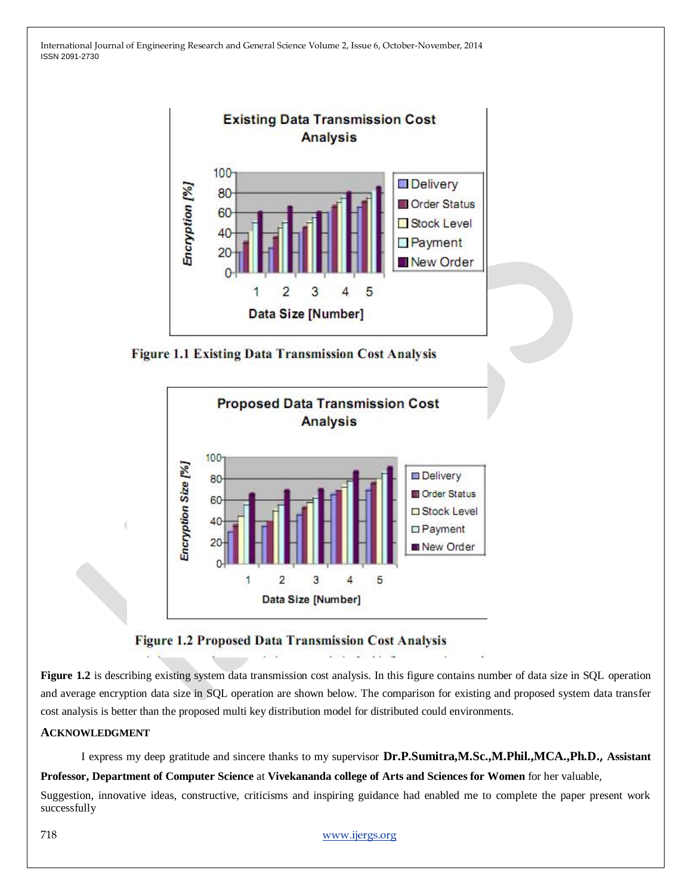Figure 1.1 Existing Data Transmission Cost Analysis

Figure 1.2 Proposed Data Transmission Cost Analysis

**Figure 1.2** is describing existing system data transmission cost analysis. In this figure contains number of data size in SQL operation and average encryption data size in SQL operation are shown below. The comparison for existing and proposed system data transfer cost analysis is better than the proposed multi key distribution model for distributed could environments.

## ACKNOWLEDGMENT

I express my deep gratitude and sincere thanks to my supervisor **Dr.P.Sumitra,M.Sc.,M.Phil.,MCA.,Ph.D., Assistant Professor, Department of Computer Science** at **Vivekananda college of Arts and Sciences for Women** for her valuable, Suggestion, innovative ideas, constructive, criticisms and inspiring guidance had enabled me to complete the paper present work successfully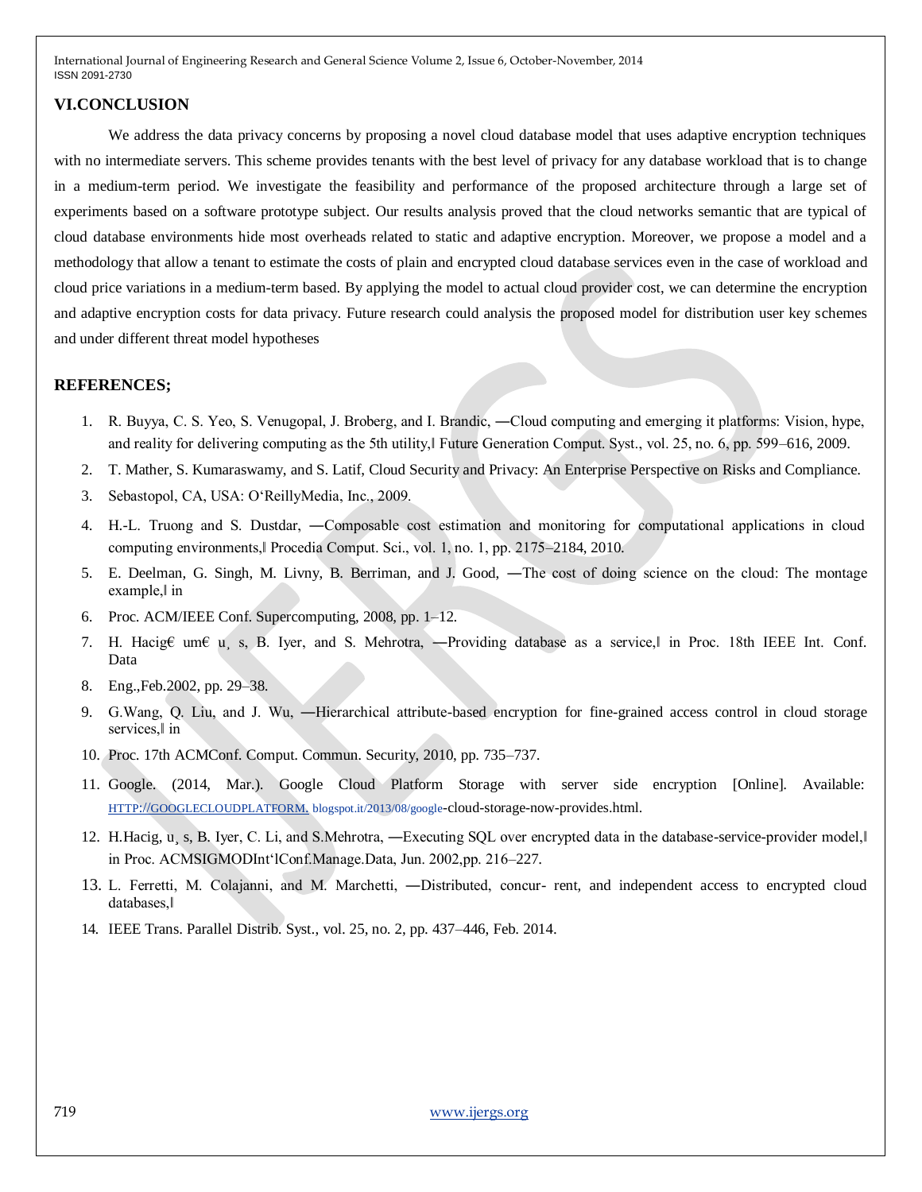## VI.CONCLUSION

We address the data privacy concerns by proposing a novel cloud database model that uses adaptive encryption techniques with no intermediate servers. This scheme provides tenants with the best level of privacy for any database workload that is to change in a medium-term period. We investigate the feasibility and performance of the proposed architecture through a large set of experiments based on a software prototype subject. Our results analysis proved that the cloud networks semantic that are typical of cloud database environments hide most overheads related to static and adaptive encryption. Moreover, we propose a model and a methodology that allow a tenant to estimate the costs of plain and encrypted cloud database services even in the case of workload and cloud price variations in a medium-term based. By applying the model to actual cloud provider cost, we can determine the encryption and adaptive encryption costs for data privacy. Future research could analysis the proposed model for distribution user key schemes and under different threat model hypotheses

## REFERENCES;

1. R. Buyya, C. S. Yeo, S. Venugopal, J. Broberg, and I. Brandic, ―Cloud computing and emerging it platforms: Vision, hype, and reality for delivering computing as the 5th utility,‖ Future Generation Comput. Syst., vol. 25, no. 6, pp. 599–616, 2009.
2. T. Mather, S. Kumaraswamy, and S. Latif, Cloud Security and Privacy: An Enterprise Perspective on Risks and Compliance.
3. Sebastopol, CA, USA: O'ReillyMedia, Inc., 2009.
4. H.-L. Truong and S. Dustdar, ―Composable cost estimation and monitoring for computational applications in cloud computing environments,‖ Procedia Comput. Sci., vol. 1, no. 1, pp. 2175–2184, 2010.
5. E. Deelman, G. Singh, M. Livny, B. Berriman, and J. Good, ―The cost of doing science on the cloud: The montage example,‖ in
6. Proc. ACM/IEEE Conf. Supercomputing, 2008, pp. 1–12.
7. H. Hacig€ um€ u¸ s, B. Iyer, and S. Mehrotra, ―Providing database as a service,‖ in Proc. 18th IEEE Int. Conf. Data
8. Eng.,Feb.2002, pp. 29–38.
9. G.Wang, Q. Liu, and J. Wu, ―Hierarchical attribute-based encryption for fine-grained access control in cloud storage services,‖ in
10. Proc. 17th ACMConf. Comput. Commun. Security, 2010, pp. 735–737.
11. Google. (2014, Mar.). Google Cloud Platform Storage with server side encryption [Online]. Available: HTTP://GOOGLECLOUDPLATFORM. blogspot.it/2013/08/google-cloud-storage-now-provides.html.
12. H.Hacig, u¸ s, B. Iyer, C. Li, and S.Mehrotra, ―Executing SQL over encrypted data in the database-service-provider model,‖ in Proc. ACMSIGMODInt'lConf.Manage.Data, Jun. 2002,pp. 216–227.
13. L. Ferretti, M. Colajanni, and M. Marchetti, ―Distributed, concur- rent, and independent access to encrypted cloud databases,‖
14. IEEE Trans. Parallel Distrib. Syst., vol. 25, no. 2, pp. 437–446, Feb. 2014.